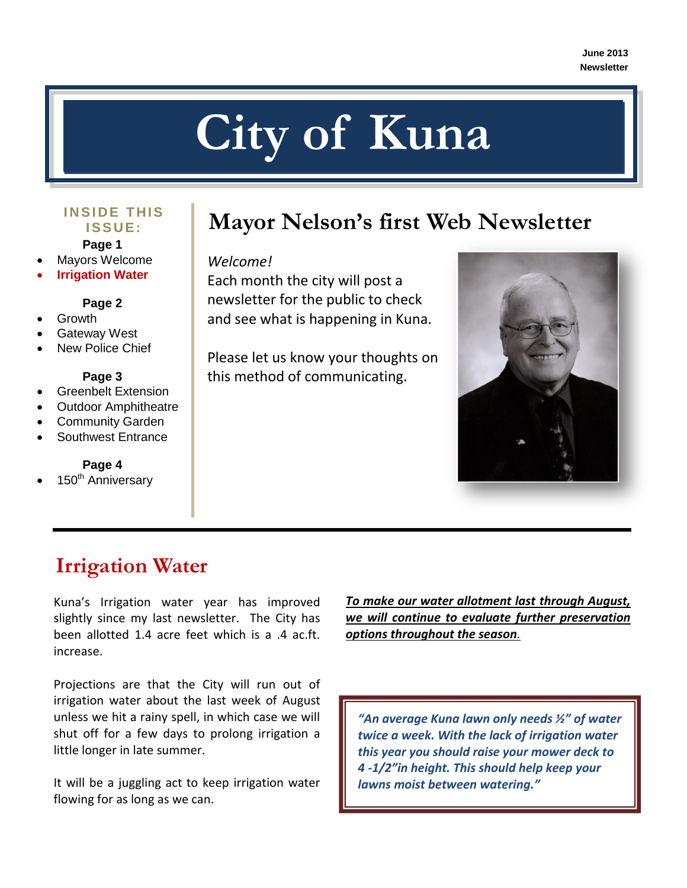June 2013
Newsletter

# City of Kuna

**INSIDE THIS ISSUE:**

**Page 1**

- Mayors Welcome
- Irrigation Water

**Page 2**

- Growth
- Gateway West
- New Police Chief

**Page 3**

- Greenbelt Extension
- Outdoor Amphitheatre
- Community Garden
- Southwest Entrance

**Page 4**

- 150th Anniversary

## Mayor Nelson's first Web Newsletter

*Welcome!*

Each month the city will post a newsletter for the public to check and see what is happening in Kuna.

Please let us know your thoughts on this method of communicating.

## Irrigation Water

Kuna's Irrigation water year has improved slightly since my last newsletter. The City has been allotted 1.4 acre feet which is a .4 ac.ft. increase.

Projections are that the City will run out of irrigation water about the last week of August unless we hit a rainy spell, in which case we will shut off for a few days to prolong irrigation a little longer in late summer.

It will be a juggling act to keep irrigation water flowing for as long as we can.

***To make our water allotment last through August, we will continue to evaluate further preservation options throughout the season.***

> *"An average Kuna lawn only needs ½" of water twice a week. With the lack of irrigation water this year you should raise your mower deck to 4 -1/2"in height. This should help keep your lawns moist between watering."*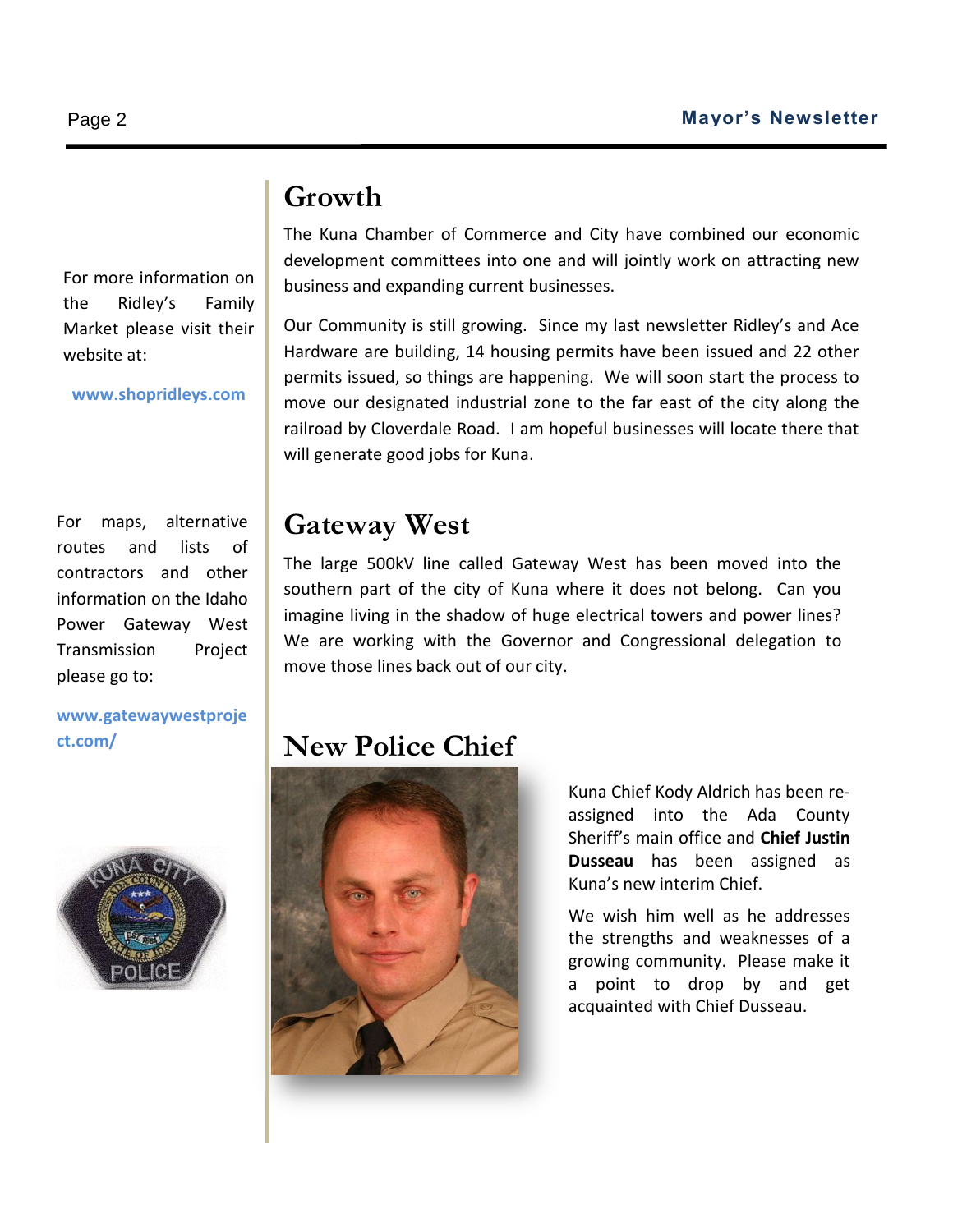## Growth

The Kuna Chamber of Commerce and City have combined our economic development committees into one and will jointly work on attracting new business and expanding current businesses.

Our Community is still growing. Since my last newsletter Ridley's and Ace Hardware are building, 14 housing permits have been issued and 22 other permits issued, so things are happening. We will soon start the process to move our designated industrial zone to the far east of the city along the railroad by Cloverdale Road. I am hopeful businesses will locate there that will generate good jobs for Kuna.

For more information on the Ridley's Family Market please visit their website at:

**www.shopridleys.com**

## Gateway West

The large 500kV line called Gateway West has been moved into the southern part of the city of Kuna where it does not belong. Can you imagine living in the shadow of huge electrical towers and power lines? We are working with the Governor and Congressional delegation to move those lines back out of our city.

For maps, alternative routes and lists of contractors and other information on the Idaho Power Gateway West Transmission Project please go to:

**www.gatewaywestproject.com/**

## New Police Chief

Kuna Chief Kody Aldrich has been re-assigned into the Ada County Sheriff's main office and **Chief Justin Dusseau** has been assigned as Kuna's new interim Chief.

We wish him well as he addresses the strengths and weaknesses of a growing community. Please make it a point to drop by and get acquainted with Chief Dusseau.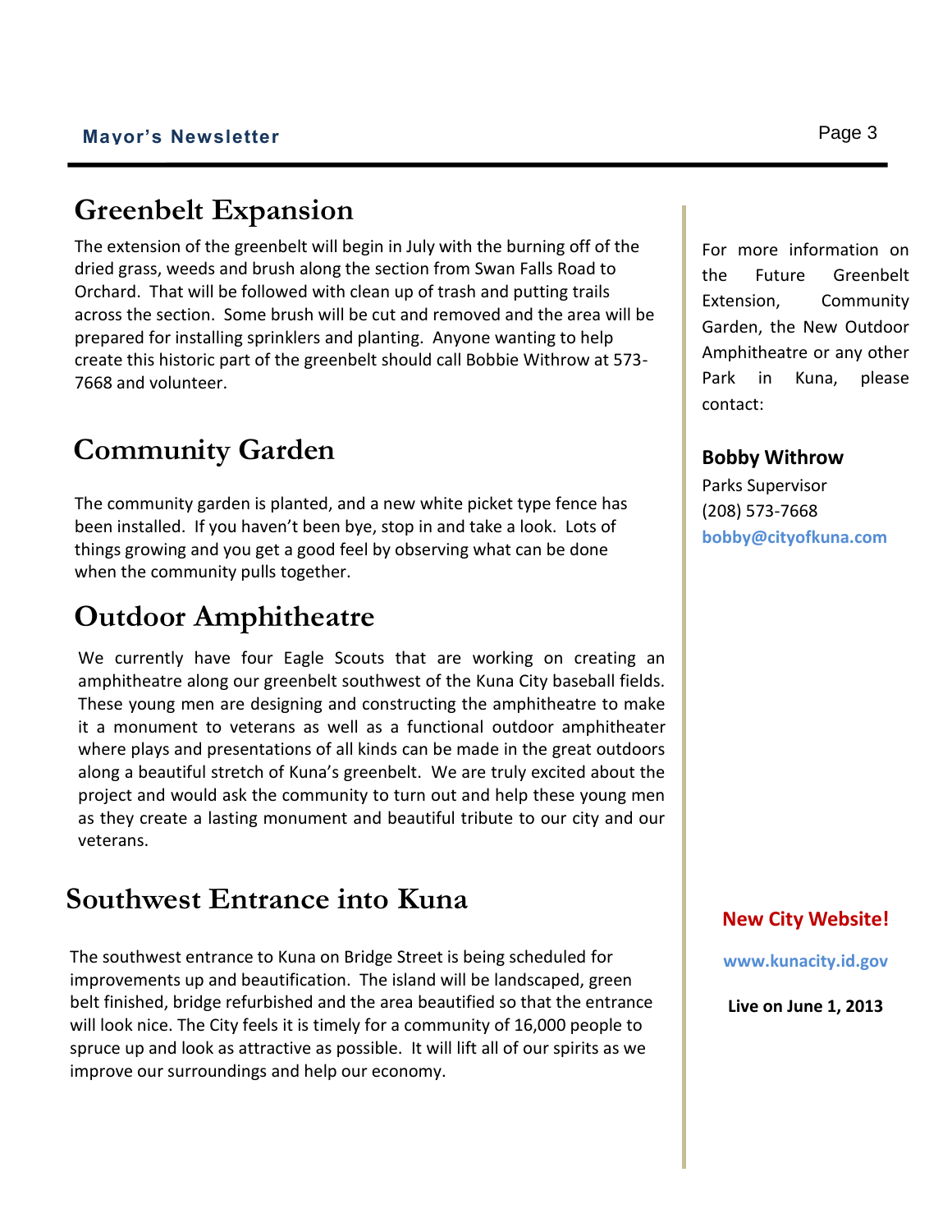## Greenbelt Expansion

The extension of the greenbelt will begin in July with the burning off of the dried grass, weeds and brush along the section from Swan Falls Road to Orchard. That will be followed with clean up of trash and putting trails across the section. Some brush will be cut and removed and the area will be prepared for installing sprinklers and planting. Anyone wanting to help create this historic part of the greenbelt should call Bobbie Withrow at 573-7668 and volunteer.

## Community Garden

The community garden is planted, and a new white picket type fence has been installed. If you haven't been bye, stop in and take a look. Lots of things growing and you get a good feel by observing what can be done when the community pulls together.

## Outdoor Amphitheatre

We currently have four Eagle Scouts that are working on creating an amphitheatre along our greenbelt southwest of the Kuna City baseball fields. These young men are designing and constructing the amphitheatre to make it a monument to veterans as well as a functional outdoor amphitheater where plays and presentations of all kinds can be made in the great outdoors along a beautiful stretch of Kuna's greenbelt. We are truly excited about the project and would ask the community to turn out and help these young men as they create a lasting monument and beautiful tribute to our city and our veterans.

## Southwest Entrance into Kuna

The southwest entrance to Kuna on Bridge Street is being scheduled for improvements up and beautification. The island will be landscaped, green belt finished, bridge refurbished and the area beautified so that the entrance will look nice. The City feels it is timely for a community of 16,000 people to spruce up and look as attractive as possible. It will lift all of our spirits as we improve our surroundings and help our economy.

For more information on the Future Greenbelt Extension, Community Garden, the New Outdoor Amphitheatre or any other Park in Kuna, please contact:

**Bobby Withrow**
Parks Supervisor
(208) 573-7668
**bobby@cityofkuna.com**

**New City Website!**

**www.kunacity.id.gov**

**Live on June 1, 2013**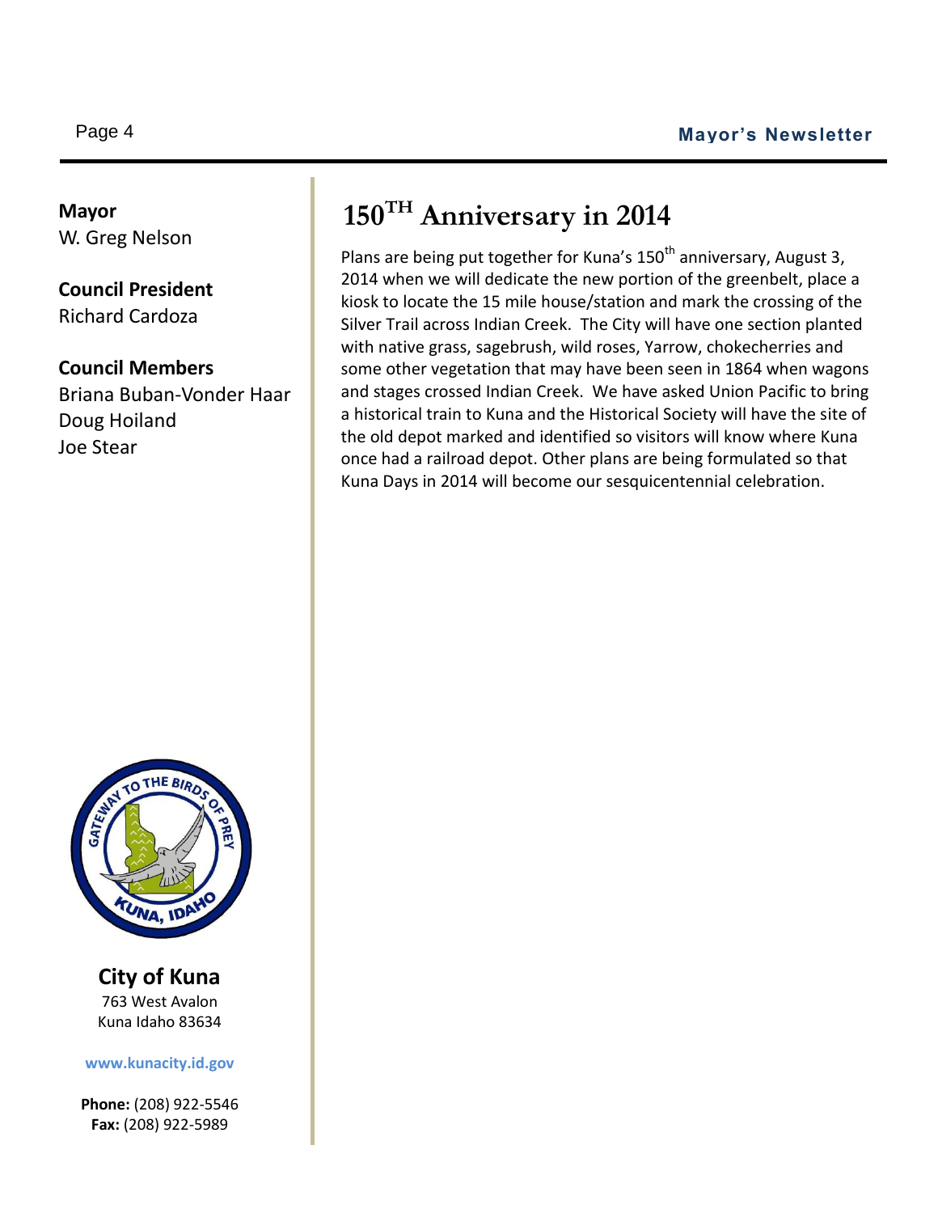**Mayor**
W. Greg Nelson

**Council President**
Richard Cardoza

**Council Members**
Briana Buban-Vonder Haar
Doug Hoiland
Joe Stear

**City of Kuna**
763 West Avalon
Kuna Idaho 83634

www.kunacity.id.gov

**Phone:** (208) 922-5546
**Fax:** (208) 922-5989

# 150TH Anniversary in 2014

Plans are being put together for Kuna's 150th anniversary, August 3, 2014 when we will dedicate the new portion of the greenbelt, place a kiosk to locate the 15 mile house/station and mark the crossing of the Silver Trail across Indian Creek. The City will have one section planted with native grass, sagebrush, wild roses, Yarrow, chokecherries and some other vegetation that may have been seen in 1864 when wagons and stages crossed Indian Creek. We have asked Union Pacific to bring a historical train to Kuna and the Historical Society will have the site of the old depot marked and identified so visitors will know where Kuna once had a railroad depot. Other plans are being formulated so that Kuna Days in 2014 will become our sesquicentennial celebration.